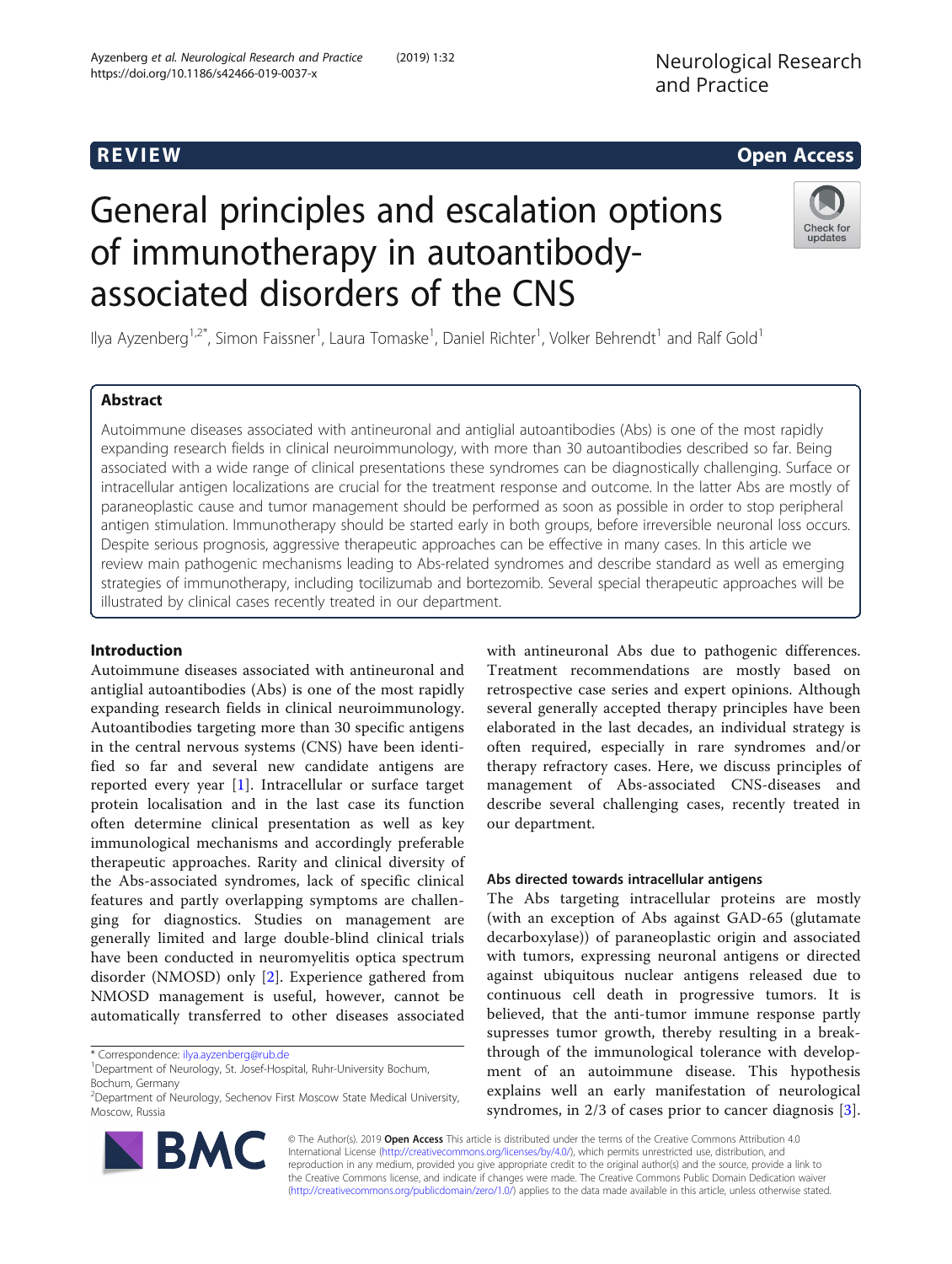REVIEW

Open Access

# General principles and escalation options of immunotherapy in autoantibody-associated disorders of the CNS

Ilya Ayzenberg[1,2*], Simon Faissner[1], Laura Tomaske[1], Daniel Richter[1], Volker Behrendt[1] and Ralf Gold[1]

## Abstract

Autoimmune diseases associated with antineuronal and antiglial autoantibodies (Abs) is one of the most rapidly expanding research fields in clinical neuroimmunology, with more than 30 autoantibodies described so far. Being associated with a wide range of clinical presentations these syndromes can be diagnostically challenging. Surface or intracellular antigen localizations are crucial for the treatment response and outcome. In the latter Abs are mostly of paraneoplastic cause and tumor management should be performed as soon as possible in order to stop peripheral antigen stimulation. Immunotherapy should be started early in both groups, before irreversible neuronal loss occurs. Despite serious prognosis, aggressive therapeutic approaches can be effective in many cases. In this article we review main pathogenic mechanisms leading to Abs-related syndromes and describe standard as well as emerging strategies of immunotherapy, including tocilizumab and bortezomib. Several special therapeutic approaches will be illustrated by clinical cases recently treated in our department.

## Introduction

Autoimmune diseases associated with antineuronal and antiglial autoantibodies (Abs) is one of the most rapidly expanding research fields in clinical neuroimmunology. Autoantibodies targeting more than 30 specific antigens in the central nervous systems (CNS) have been identified so far and several new candidate antigens are reported every year [1]. Intracellular or surface target protein localisation and in the last case its function often determine clinical presentation as well as key immunological mechanisms and accordingly preferable therapeutic approaches. Rarity and clinical diversity of the Abs-associated syndromes, lack of specific clinical features and partly overlapping symptoms are challenging for diagnostics. Studies on management are generally limited and large double-blind clinical trials have been conducted in neuromyelitis optica spectrum disorder (NMOSD) only [2]. Experience gathered from NMOSD management is useful, however, cannot be automatically transferred to other diseases associated with antineuronal Abs due to pathogenic differences. Treatment recommendations are mostly based on retrospective case series and expert opinions. Although several generally accepted therapy principles have been elaborated in the last decades, an individual strategy is often required, especially in rare syndromes and/or therapy refractory cases. Here, we discuss principles of management of Abs-associated CNS-diseases and describe several challenging cases, recently treated in our department.

### Abs directed towards intracellular antigens

The Abs targeting intracellular proteins are mostly (with an exception of Abs against GAD-65 (glutamate decarboxylase)) of paraneoplastic origin and associated with tumors, expressing neuronal antigens or directed against ubiquitous nuclear antigens released due to continuous cell death in progressive tumors. It is believed, that the anti-tumor immune response partly supresses tumor growth, thereby resulting in a breakthrough of the immunological tolerance with development of an autoimmune disease. This hypothesis explains well an early manifestation of neurological syndromes, in 2/3 of cases prior to cancer diagnosis [3].

* Correspondence: ilya.ayzenberg@rub.de
[1]Department of Neurology, St. Josef-Hospital, Ruhr-University Bochum, Bochum, Germany
[2]Department of Neurology, Sechenov First Moscow State Medical University, Moscow, Russia

© The Author(s). 2019 **Open Access** This article is distributed under the terms of the Creative Commons Attribution 4.0 International License (http://creativecommons.org/licenses/by/4.0/), which permits unrestricted use, distribution, and reproduction in any medium, provided you give appropriate credit to the original author(s) and the source, provide a link to the Creative Commons license, and indicate if changes were made. The Creative Commons Public Domain Dedication waiver (http://creativecommons.org/publicdomain/zero/1.0/) applies to the data made available in this article, unless otherwise stated.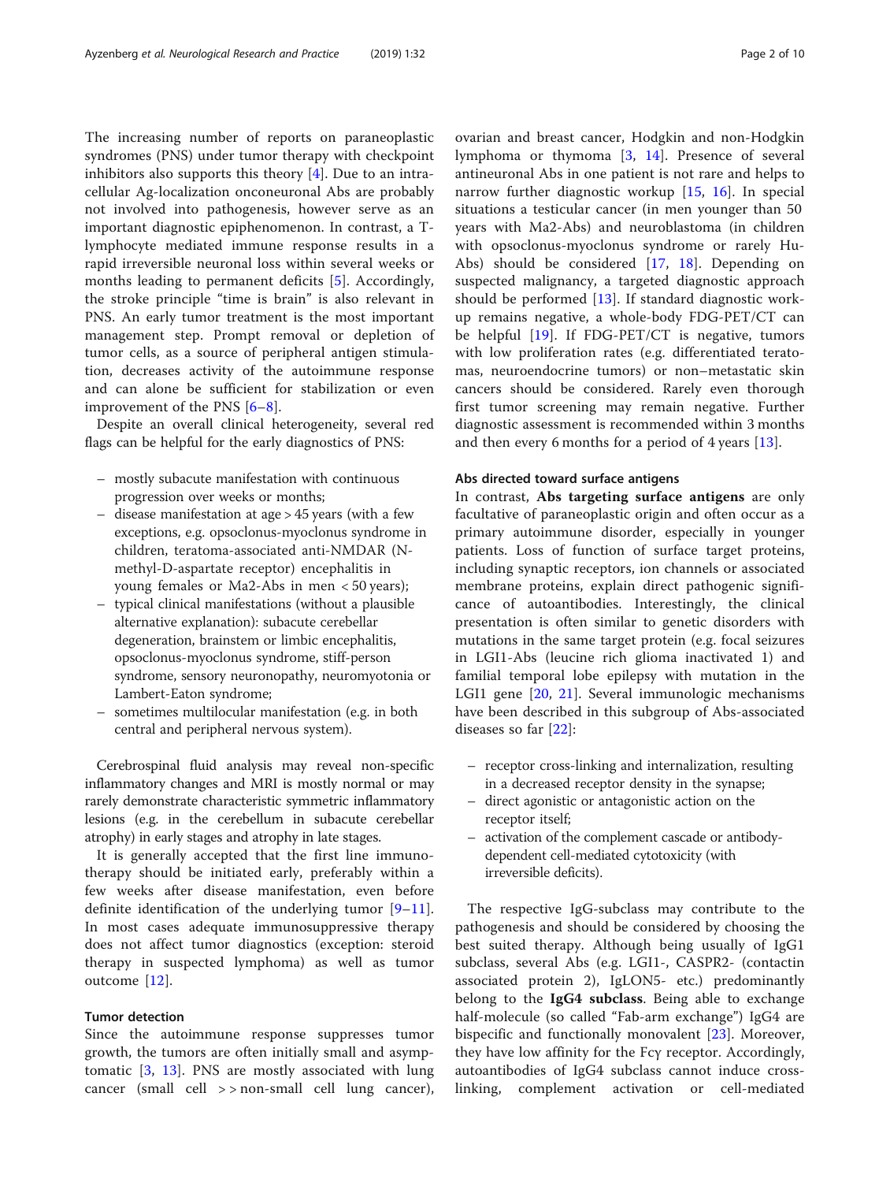The increasing number of reports on paraneoplastic syndromes (PNS) under tumor therapy with checkpoint inhibitors also supports this theory [4]. Due to an intracellular Ag-localization onconeuronal Abs are probably not involved into pathogenesis, however serve as an important diagnostic epiphenomenon. In contrast, a T-lymphocyte mediated immune response results in a rapid irreversible neuronal loss within several weeks or months leading to permanent deficits [5]. Accordingly, the stroke principle "time is brain" is also relevant in PNS. An early tumor treatment is the most important management step. Prompt removal or depletion of tumor cells, as a source of peripheral antigen stimulation, decreases activity of the autoimmune response and can alone be sufficient for stabilization or even improvement of the PNS [6–8].

Despite an overall clinical heterogeneity, several red flags can be helpful for the early diagnostics of PNS:

- mostly subacute manifestation with continuous progression over weeks or months;
- disease manifestation at age > 45 years (with a few exceptions, e.g. opsoclonus-myoclonus syndrome in children, teratoma-associated anti-NMDAR (N-methyl-D-aspartate receptor) encephalitis in young females or Ma2-Abs in men < 50 years);
- typical clinical manifestations (without a plausible alternative explanation): subacute cerebellar degeneration, brainstem or limbic encephalitis, opsoclonus-myoclonus syndrome, stiff-person syndrome, sensory neuronopathy, neuromyotonia or Lambert-Eaton syndrome;
- sometimes multilocular manifestation (e.g. in both central and peripheral nervous system).

Cerebrospinal fluid analysis may reveal non-specific inflammatory changes and MRI is mostly normal or may rarely demonstrate characteristic symmetric inflammatory lesions (e.g. in the cerebellum in subacute cerebellar atrophy) in early stages and atrophy in late stages.

It is generally accepted that the first line immunotherapy should be initiated early, preferably within a few weeks after disease manifestation, even before definite identification of the underlying tumor [9–11]. In most cases adequate immunosuppressive therapy does not affect tumor diagnostics (exception: steroid therapy in suspected lymphoma) as well as tumor outcome [12].

#### Tumor detection

Since the autoimmune response suppresses tumor growth, the tumors are often initially small and asymptomatic [3, 13]. PNS are mostly associated with lung cancer (small cell > > non-small cell lung cancer), ovarian and breast cancer, Hodgkin and non-Hodgkin lymphoma or thymoma [3, 14]. Presence of several antineuronal Abs in one patient is not rare and helps to narrow further diagnostic workup [15, 16]. In special situations a testicular cancer (in men younger than 50 years with Ma2-Abs) and neuroblastoma (in children with opsoclonus-myoclonus syndrome or rarely Hu-Abs) should be considered [17, 18]. Depending on suspected malignancy, a targeted diagnostic approach should be performed [13]. If standard diagnostic work-up remains negative, a whole-body FDG-PET/CT can be helpful [19]. If FDG-PET/CT is negative, tumors with low proliferation rates (e.g. differentiated teratomas, neuroendocrine tumors) or non–metastatic skin cancers should be considered. Rarely even thorough first tumor screening may remain negative. Further diagnostic assessment is recommended within 3 months and then every 6 months for a period of 4 years [13].

#### Abs directed toward surface antigens

In contrast, **Abs targeting surface antigens** are only facultative of paraneoplastic origin and often occur as a primary autoimmune disorder, especially in younger patients. Loss of function of surface target proteins, including synaptic receptors, ion channels or associated membrane proteins, explain direct pathogenic significance of autoantibodies. Interestingly, the clinical presentation is often similar to genetic disorders with mutations in the same target protein (e.g. focal seizures in LGI1-Abs (leucine rich glioma inactivated 1) and familial temporal lobe epilepsy with mutation in the LGI1 gene [20, 21]. Several immunologic mechanisms have been described in this subgroup of Abs-associated diseases so far [22]:

- receptor cross-linking and internalization, resulting in a decreased receptor density in the synapse;
- direct agonistic or antagonistic action on the receptor itself;
- activation of the complement cascade or antibody-dependent cell-mediated cytotoxicity (with irreversible deficits).

The respective IgG-subclass may contribute to the pathogenesis and should be considered by choosing the best suited therapy. Although being usually of IgG1 subclass, several Abs (e.g. LGI1-, CASPR2- (contactin associated protein 2), IgLON5- etc.) predominantly belong to the **IgG4 subclass**. Being able to exchange half-molecule (so called "Fab-arm exchange") IgG4 are bispecific and functionally monovalent [23]. Moreover, they have low affinity for the Fcγ receptor. Accordingly, autoantibodies of IgG4 subclass cannot induce cross-linking, complement activation or cell-mediated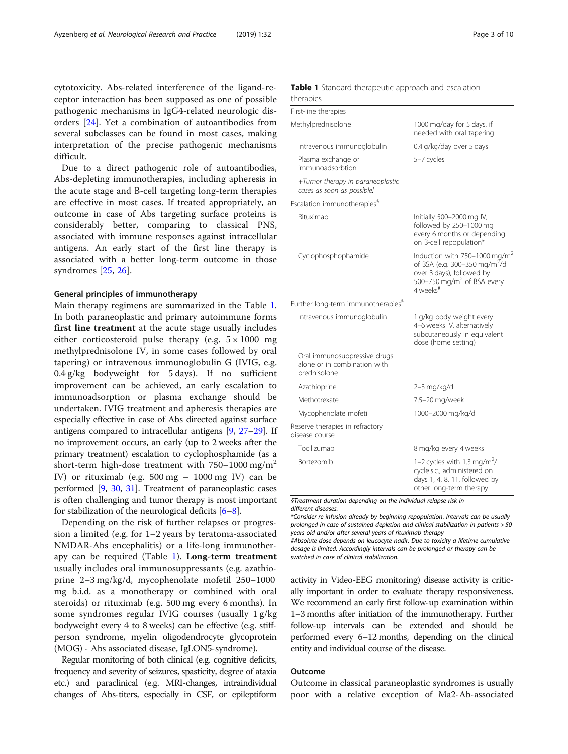cytotoxicity. Abs-related interference of the ligand-receptor interaction has been supposed as one of possible pathogenic mechanisms in IgG4-related neurologic disorders [24]. Yet a combination of autoantibodies from several subclasses can be found in most cases, making interpretation of the precise pathogenic mechanisms difficult.

Due to a direct pathogenic role of autoantibodies, Abs-depleting immunotherapies, including apheresis in the acute stage and B-cell targeting long-term therapies are effective in most cases. If treated appropriately, an outcome in case of Abs targeting surface proteins is considerably better, comparing to classical PNS, associated with immune responses against intracellular antigens. An early start of the first line therapy is associated with a better long-term outcome in those syndromes [25, 26].

### General principles of immunotherapy

Main therapy regimens are summarized in the Table 1. In both paraneoplastic and primary autoimmune forms **first line treatment** at the acute stage usually includes either corticosteroid pulse therapy (e.g. 5 × 1000 mg methylprednisolone IV, in some cases followed by oral tapering) or intravenous immunoglobulin G (IVIG, e.g. 0.4 g/kg bodyweight for 5 days). If no sufficient improvement can be achieved, an early escalation to immunoadsorption or plasma exchange should be undertaken. IVIG treatment and apheresis therapies are especially effective in case of Abs directed against surface antigens compared to intracellular antigens [9, 27–29]. If no improvement occurs, an early (up to 2 weeks after the primary treatment) escalation to cyclophosphamide (as a short-term high-dose treatment with 750–1000 mg/m$^2$ IV) or rituximab (e.g. 500 mg – 1000 mg IV) can be performed [9, 30, 31]. Treatment of paraneoplastic cases is often challenging and tumor therapy is most important for stabilization of the neurological deficits [6–8].

Depending on the risk of further relapses or progression a limited (e.g. for 1–2 years by teratoma-associated NMDAR-Abs encephalitis) or a life-long immunotherapy can be required (Table 1). **Long-term treatment** usually includes oral immunosuppressants (e.g. azathioprine 2–3 mg/kg/d, mycophenolate mofetil 250–1000 mg b.i.d. as a monotherapy or combined with oral steroids) or rituximab (e.g. 500 mg every 6 months). In some syndromes regular IVIG courses (usually 1 g/kg bodyweight every 4 to 8 weeks) can be effective (e.g. stiff-person syndrome, myelin oligodendrocyte glycoprotein (MOG) - Abs associated disease, IgLON5-syndrome).

Regular monitoring of both clinical (e.g. cognitive deficits, frequency and severity of seizures, spasticity, degree of ataxia etc.) and paraclinical (e.g. MRI-changes, intraindividual changes of Abs-titers, especially in CSF, or epileptiform activity in Video-EEG monitoring) disease activity is critically important in order to evaluate therapy responsiveness. We recommend an early first follow-up examination within 1–3 months after initiation of the immunotherapy. Further follow-up intervals can be extended and should be performed every 6–12 months, depending on the clinical entity and individual course of the disease.

**Table 1** Standard therapeutic approach and escalation therapies

| | |
|---|---|
| First-line therapies | |
| Methylprednisolone | 1000 mg/day for 5 days, if needed with oral tapering |
| Intravenous immunoglobulin | 0.4 g/kg/day over 5 days |
| Plasma exchange or immunoadsorbtion | 5–7 cycles |
| *+Tumor therapy in paraneoplastic cases as soon as possible!* | |
| Escalation immunotherapies§ | |
| Rituximab | Initially 500–2000 mg IV, followed by 250–1000 mg every 6 months or depending on B-cell repopulation* |
| Cyclophosphamide | Induction with 750–1000 mg/m$^2$ of BSA (e.g. 300–350 mg/m$^2$/d over 3 days), followed by 500–750 mg/m$^2$ of BSA every 4 weeks# |
| Further long-term immunotherapies§ | |
| Intravenous immunoglobulin | 1 g/kg body weight every 4–6 weeks IV, alternatively subcutaneously in equivalent dose (home setting) |
| Oral immunosuppressive drugs alone or in combination with prednisolone | |
| Azathioprine | 2–3 mg/kg/d |
| Methotrexate | 7.5–20 mg/week |
| Mycophenolate mofetil | 1000–2000 mg/kg/d |
| Reserve therapies in refractory disease course | |
| Tocilizumab | 8 mg/kg every 4 weeks |
| Bortezomib | 1–2 cycles with 1.3 mg/m$^2$/cycle s.c., administered on days 1, 4, 8, 11, followed by other long-term therapy. |

*§Treatment duration depending on the individual relapse risk in different diseases.*

*\*Consider re-infusion already by beginning repopulation. Intervals can be usually prolonged in case of sustained depletion and clinical stabilization in patients > 50 years old and/or after several years of rituximab therapy*

*#Absolute dose depends on leucocyte nadir. Due to toxicity a lifetime cumulative dosage is limited. Accordingly intervals can be prolonged or therapy can be switched in case of clinical stabilization.*

### Outcome

Outcome in classical paraneoplastic syndromes is usually poor with a relative exception of Ma2-Ab-associated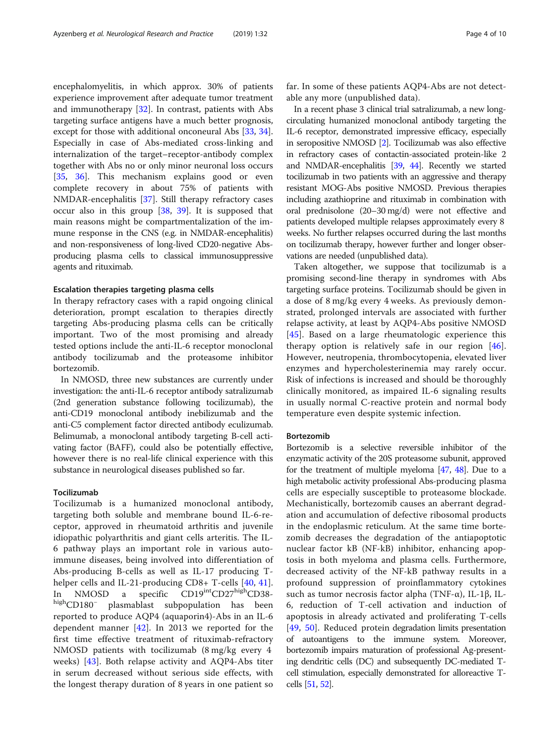encephalomyelitis, in which approx. 30% of patients experience improvement after adequate tumor treatment and immunotherapy [32]. In contrast, patients with Abs targeting surface antigens have a much better prognosis, except for those with additional onconeural Abs [33, 34]. Especially in case of Abs-mediated cross-linking and internalization of the target–receptor-antibody complex together with Abs no or only minor neuronal loss occurs [35, 36]. This mechanism explains good or even complete recovery in about 75% of patients with NMDAR-encephalitis [37]. Still therapy refractory cases occur also in this group [38, 39]. It is supposed that main reasons might be compartmentalization of the immune response in the CNS (e.g. in NMDAR-encephalitis) and non-responsiveness of long-lived CD20-negative Abs-producing plasma cells to classical immunosuppressive agents and rituximab.

#### Escalation therapies targeting plasma cells

In therapy refractory cases with a rapid ongoing clinical deterioration, prompt escalation to therapies directly targeting Abs-producing plasma cells can be critically important. Two of the most promising and already tested options include the anti-IL-6 receptor monoclonal antibody tocilizumab and the proteasome inhibitor bortezomib.

In NMOSD, three new substances are currently under investigation: the anti-IL-6 receptor antibody satralizumab (2nd generation substance following tocilizumab), the anti-CD19 monoclonal antibody inebilizumab and the anti-C5 complement factor directed antibody eculizumab. Belimumab, a monoclonal antibody targeting B-cell activating factor (BAFF), could also be potentially effective, however there is no real-life clinical experience with this substance in neurological diseases published so far.

#### Tocilizumab

Tocilizumab is a humanized monoclonal antibody, targeting both soluble and membrane bound IL-6-receptor, approved in rheumatoid arthritis and juvenile idiopathic polyarthritis and giant cells arteritis. The IL-6 pathway plays an important role in various autoimmune diseases, being involved into differentiation of Abs-producing B-cells as well as IL-17 producing T-helper cells and IL-21-producing CD8+ T-cells [40, 41]. In NMOSD a specific $CD19^{int}CD27^{high}CD38^{high}CD180^{-}$ plasmablast subpopulation has been reported to produce AQP4 (aquaporin4)-Abs in an IL-6 dependent manner [42]. In 2013 we reported for the first time effective treatment of rituximab-refractory NMOSD patients with tocilizumab (8 mg/kg every 4 weeks) [43]. Both relapse activity and AQP4-Abs titer in serum decreased without serious side effects, with the longest therapy duration of 8 years in one patient so far. In some of these patients AQP4-Abs are not detectable any more (unpublished data).

In a recent phase 3 clinical trial satralizumab, a new long-circulating humanized monoclonal antibody targeting the IL-6 receptor, demonstrated impressive efficacy, especially in seropositive NMOSD [2]. Tocilizumab was also effective in refractory cases of contactin-associated protein-like 2 and NMDAR-encephalitis [39, 44]. Recently we started tocilizumab in two patients with an aggressive and therapy resistant MOG-Abs positive NMOSD. Previous therapies including azathioprine and rituximab in combination with oral prednisolone (20–30 mg/d) were not effective and patients developed multiple relapses approximately every 8 weeks. No further relapses occurred during the last months on tocilizumab therapy, however further and longer observations are needed (unpublished data).

Taken altogether, we suppose that tocilizumab is a promising second-line therapy in syndromes with Abs targeting surface proteins. Tocilizumab should be given in a dose of 8 mg/kg every 4 weeks. As previously demonstrated, prolonged intervals are associated with further relapse activity, at least by AQP4-Abs positive NMOSD [45]. Based on a large rheumatologic experience this therapy option is relatively safe in our region [46]. However, neutropenia, thrombocytopenia, elevated liver enzymes and hypercholesterinemia may rarely occur. Risk of infections is increased and should be thoroughly clinically monitored, as impaired IL-6 signaling results in usually normal C-reactive protein and normal body temperature even despite systemic infection.

#### Bortezomib

Bortezomib is a selective reversible inhibitor of the enzymatic activity of the 20S proteasome subunit, approved for the treatment of multiple myeloma [47, 48]. Due to a high metabolic activity professional Abs-producing plasma cells are especially susceptible to proteasome blockade. Mechanistically, bortezomib causes an aberrant degradation and accumulation of defective ribosomal products in the endoplasmic reticulum. At the same time bortezomib decreases the degradation of the antiapoptotic nuclear factor kB (NF-kB) inhibitor, enhancing apoptosis in both myeloma and plasma cells. Furthermore, decreased activity of the NF-kB pathway results in a profound suppression of proinflammatory cytokines such as tumor necrosis factor alpha (TNF-α), IL-1β, IL-6, reduction of T-cell activation and induction of apoptosis in already activated and proliferating T-cells [49, 50]. Reduced protein degradation limits presentation of autoantigens to the immune system. Moreover, bortezomib impairs maturation of professional Ag-presenting dendritic cells (DC) and subsequently DC-mediated T-cell stimulation, especially demonstrated for alloreactive T-cells [51, 52].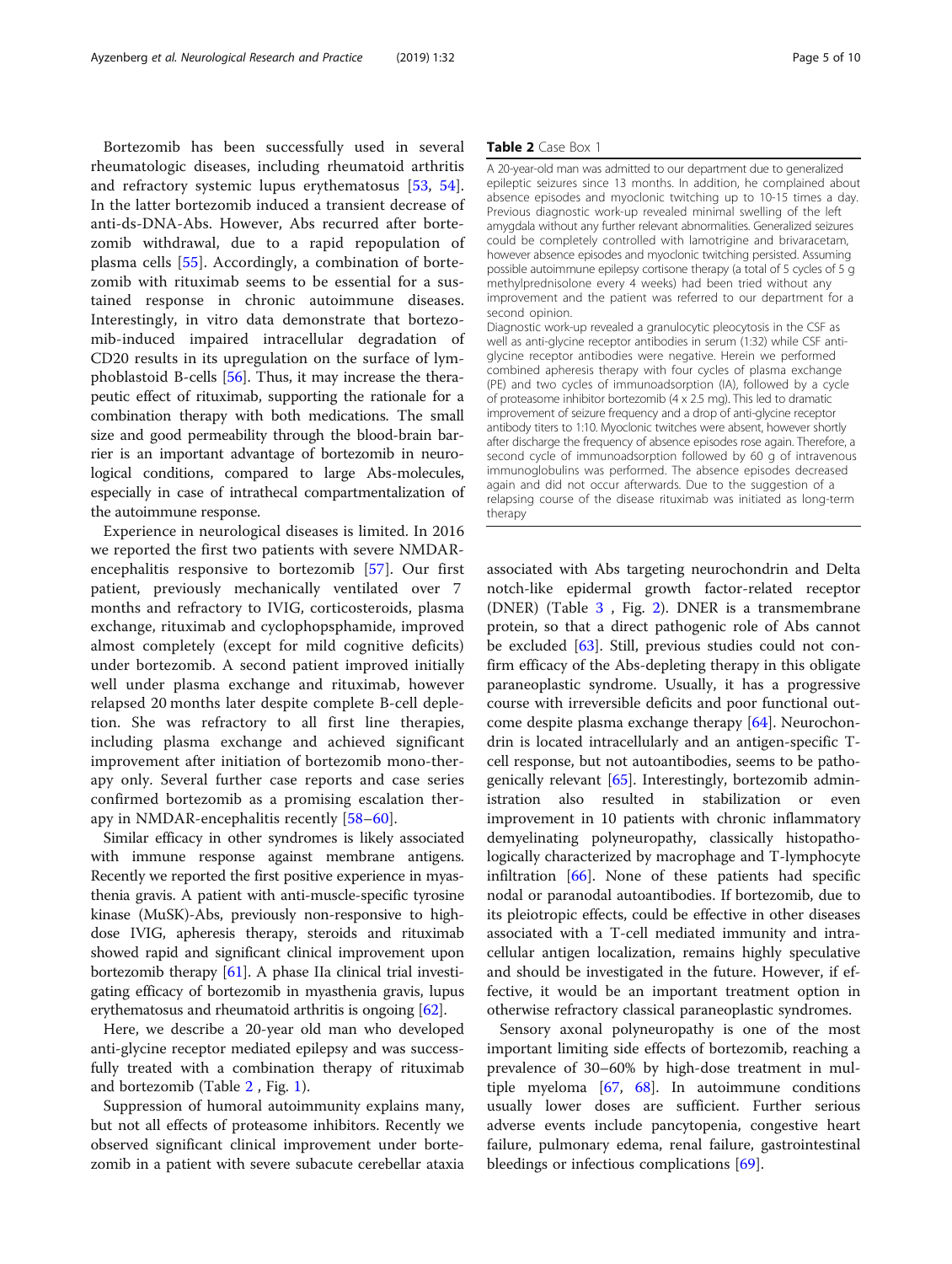Bortezomib has been successfully used in several rheumatologic diseases, including rheumatoid arthritis and refractory systemic lupus erythematosus [53, 54]. In the latter bortezomib induced a transient decrease of anti-ds-DNA-Abs. However, Abs recurred after bortezomib withdrawal, due to a rapid repopulation of plasma cells [55]. Accordingly, a combination of bortezomib with rituximab seems to be essential for a sustained response in chronic autoimmune diseases. Interestingly, in vitro data demonstrate that bortezomib-induced impaired intracellular degradation of CD20 results in its upregulation on the surface of lymphoblastoid B-cells [56]. Thus, it may increase the therapeutic effect of rituximab, supporting the rationale for a combination therapy with both medications. The small size and good permeability through the blood-brain barrier is an important advantage of bortezomib in neurological conditions, compared to large Abs-molecules, especially in case of intrathecal compartmentalization of the autoimmune response.

Experience in neurological diseases is limited. In 2016 we reported the first two patients with severe NMDAR-encephalitis responsive to bortezomib [57]. Our first patient, previously mechanically ventilated over 7 months and refractory to IVIG, corticosteroids, plasma exchange, rituximab and cyclophopsphamide, improved almost completely (except for mild cognitive deficits) under bortezomib. A second patient improved initially well under plasma exchange and rituximab, however relapsed 20 months later despite complete B-cell depletion. She was refractory to all first line therapies, including plasma exchange and achieved significant improvement after initiation of bortezomib mono-therapy only. Several further case reports and case series confirmed bortezomib as a promising escalation therapy in NMDAR-encephalitis recently [58–60].

Similar efficacy in other syndromes is likely associated with immune response against membrane antigens. Recently we reported the first positive experience in myasthenia gravis. A patient with anti-muscle-specific tyrosine kinase (MuSK)-Abs, previously non-responsive to high-dose IVIG, apheresis therapy, steroids and rituximab showed rapid and significant clinical improvement upon bortezomib therapy [61]. A phase IIa clinical trial investigating efficacy of bortezomib in myasthenia gravis, lupus erythematosus and rheumatoid arthritis is ongoing [62].

Here, we describe a 20-year old man who developed anti-glycine receptor mediated epilepsy and was successfully treated with a combination therapy of rituximab and bortezomib (Table 2 , Fig. 1).

Suppression of humoral autoimmunity explains many, but not all effects of proteasome inhibitors. Recently we observed significant clinical improvement under bortezomib in a patient with severe subacute cerebellar ataxia associated with Abs targeting neurochondrin and Delta notch-like epidermal growth factor-related receptor (DNER) (Table 3 , Fig. 2). DNER is a transmembrane protein, so that a direct pathogenic role of Abs cannot be excluded [63]. Still, previous studies could not confirm efficacy of the Abs-depleting therapy in this obligate paraneoplastic syndrome. Usually, it has a progressive course with irreversible deficits and poor functional outcome despite plasma exchange therapy [64]. Neurochondrin is located intracellularly and an antigen-specific T-cell response, but not autoantibodies, seems to be pathogenically relevant [65]. Interestingly, bortezomib administration also resulted in stabilization or even improvement in 10 patients with chronic inflammatory demyelinating polyneuropathy, classically histopathologically characterized by macrophage and T-lymphocyte infiltration [66]. None of these patients had specific nodal or paranodal autoantibodies. If bortezomib, due to its pleiotropic effects, could be effective in other diseases associated with a T-cell mediated immunity and intracellular antigen localization, remains highly speculative and should be investigated in the future. However, if effective, it would be an important treatment option in otherwise refractory classical paraneoplastic syndromes.

Sensory axonal polyneuropathy is one of the most important limiting side effects of bortezomib, reaching a prevalence of 30–60% by high-dose treatment in multiple myeloma [67, 68]. In autoimmune conditions usually lower doses are sufficient. Further serious adverse events include pancytopenia, congestive heart failure, pulmonary edema, renal failure, gastrointestinal bleedings or infectious complications [69].

**Table 2** Case Box 1

| |
|---|
| A 20-year-old man was admitted to our department due to generalized epileptic seizures since 13 months. In addition, he complained about absence episodes and myoclonic twitching up to 10-15 times a day. Previous diagnostic work-up revealed minimal swelling of the left amygdala without any further relevant abnormalities. Generalized seizures could be completely controlled with lamotrigine and brivaracetam, however absence episodes and myoclonic twitching persisted. Assuming possible autoimmune epilepsy cortisone therapy (a total of 5 cycles of 5 g methylprednisolone every 4 weeks) had been tried without any improvement and the patient was referred to our department for a second opinion. |
| Diagnostic work-up revealed a granulocytic pleocytosis in the CSF as well as anti-glycine receptor antibodies in serum (1:32) while CSF anti-glycine receptor antibodies were negative. Herein we performed combined apheresis therapy with four cycles of plasma exchange (PE) and two cycles of immunoadsorption (IA), followed by a cycle of proteasome inhibitor bortezomib (4 x 2.5 mg). This led to dramatic improvement of seizure frequency and a drop of anti-glycine receptor antibody titers to 1:10. Myoclonic twitches were absent, however shortly after discharge the frequency of absence episodes rose again. Therefore, a second cycle of immunoadsorption followed by 60 g of intravenous immunoglobulins was performed. The absence episodes decreased again and did not occur afterwards. Due to the suggestion of a relapsing course of the disease rituximab was initiated as long-term therapy |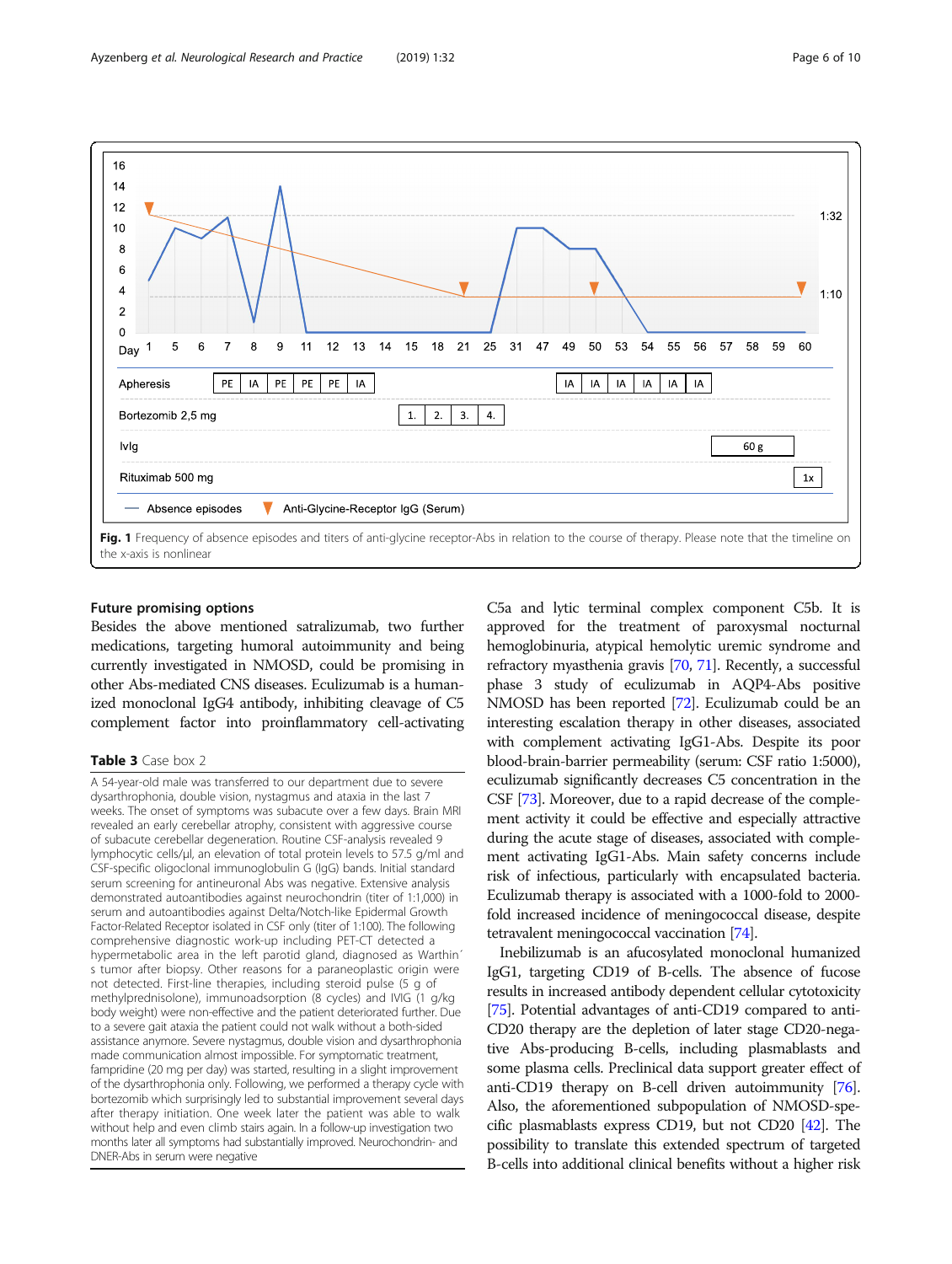Fig. 1 Frequency of absence episodes and titers of anti-glycine receptor-Abs in relation to the course of therapy. Please note that the timeline on the x-axis is nonlinear

## Future promising options

Besides the above mentioned satralizumab, two further medications, targeting humoral autoimmunity and being currently investigated in NMOSD, could be promising in other Abs-mediated CNS diseases. Eculizumab is a humanized monoclonal IgG4 antibody, inhibiting cleavage of C5 complement factor into proinflammatory cell-activating C5a and lytic terminal complex component C5b. It is approved for the treatment of paroxysmal nocturnal hemoglobinuria, atypical hemolytic uremic syndrome and refractory myasthenia gravis [70, 71]. Recently, a successful phase 3 study of eculizumab in AQP4-Abs positive NMOSD has been reported [72]. Eculizumab could be an interesting escalation therapy in other diseases, associated with complement activating IgG1-Abs. Despite its poor blood-brain-barrier permeability (serum: CSF ratio 1:5000), eculizumab significantly decreases C5 concentration in the CSF [73]. Moreover, due to a rapid decrease of the complement activity it could be effective and especially attractive during the acute stage of diseases, associated with complement activating IgG1-Abs. Main safety concerns include risk of infectious, particularly with encapsulated bacteria. Eculizumab therapy is associated with a 1000-fold to 2000-fold increased incidence of meningococcal disease, despite tetravalent meningococcal vaccination [74].

Inebilizumab is an afucosylated monoclonal humanized IgG1, targeting CD19 of B-cells. The absence of fucose results in increased antibody dependent cellular cytotoxicity [75]. Potential advantages of anti-CD19 compared to anti-CD20 therapy are the depletion of later stage CD20-negative Abs-producing B-cells, including plasmablasts and some plasma cells. Preclinical data support greater effect of anti-CD19 therapy on B-cell driven autoimmunity [76]. Also, the aforementioned subpopulation of NMOSD-specific plasmablasts express CD19, but not CD20 [42]. The possibility to translate this extended spectrum of targeted B-cells into additional clinical benefits without a higher risk

**Table 3** Case box 2

A 54-year-old male was transferred to our department due to severe dysarthrophonia, double vision, nystagmus and ataxia in the last 7 weeks. The onset of symptoms was subacute over a few days. Brain MRI revealed an early cerebellar atrophy, consistent with aggressive course of subacute cerebellar degeneration. Routine CSF-analysis revealed 9 lymphocytic cells/μl, an elevation of total protein levels to 57.5 g/ml and CSF-specific oligoclonal immunoglobulin G (IgG) bands. Initial standard serum screening for antineuronal Abs was negative. Extensive analysis demonstrated autoantibodies against neurochondrin (titer of 1:1,000) in serum and autoantibodies against Delta/Notch-like Epidermal Growth Factor-Related Receptor isolated in CSF only (titer of 1:100). The following comprehensive diagnostic work-up including PET-CT detected a hypermetabolic area in the left parotid gland, diagnosed as Warthin´s tumor after biopsy. Other reasons for a paraneoplastic origin were not detected. First-line therapies, including steroid pulse (5 g of methylprednisolone), immunoadsorption (8 cycles) and IVIG (1 g/kg body weight) were non-effective and the patient deteriorated further. Due to a severe gait ataxia the patient could not walk without a both-sided assistance anymore. Severe nystagmus, double vision and dysarthrophonia made communication almost impossible. For symptomatic treatment, fampridine (20 mg per day) was started, resulting in a slight improvement of the dysarthrophonia only. Following, we performed a therapy cycle with bortezomib which surprisingly led to substantial improvement several days after therapy initiation. One week later the patient was able to walk without help and even climb stairs again. In a follow-up investigation two months later all symptoms had substantially improved. Neurochondrin- and DNER-Abs in serum were negative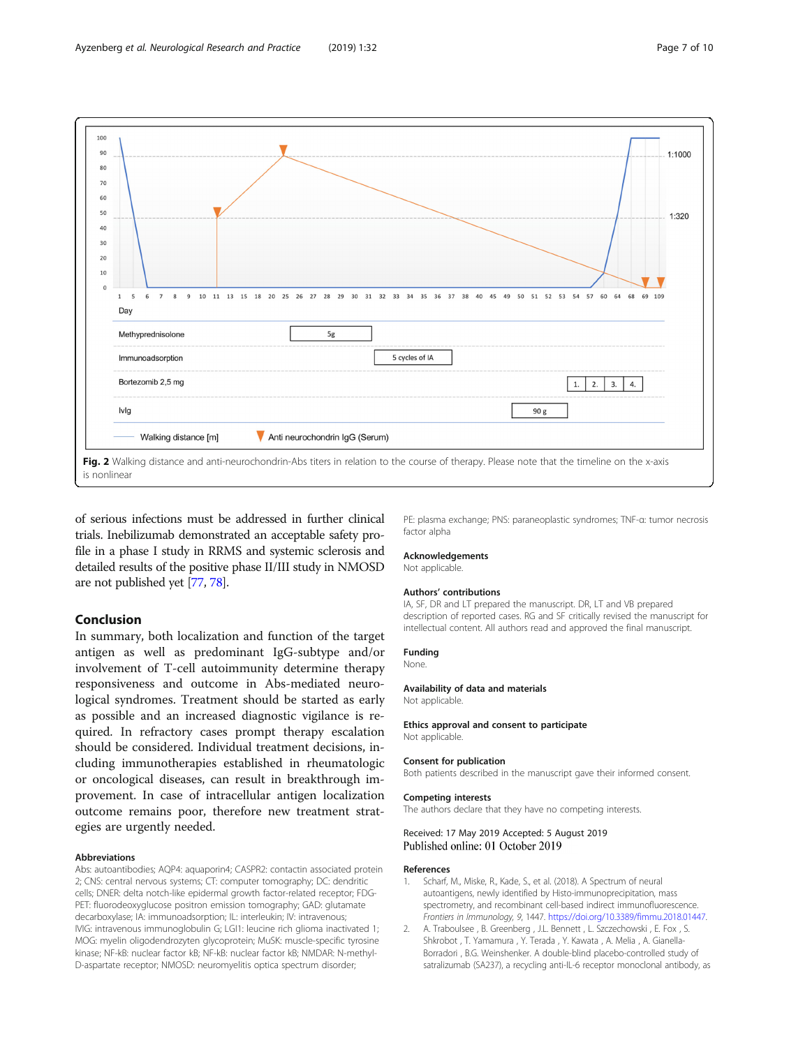100
90
80
70
60
50
40
30
20
10
0

1 5 6 7 8 9 10 11 13 15 18 20 25 26 27 28 29 30 31 32 33 34 35 36 37 38 40 45 49 50 51 52 53 54 57 60 64 68 69 109

Day

1:1000

1:320

Methyprednisolone — 5g

Immunoadsorption — 5 cycles of IA

Bortezomib 2,5 mg — 1. 2. 3. 4.

IvIg — 90 g

Walking distance [m]    Anti neurochondrin IgG (Serum)

**Fig. 2** Walking distance and anti-neurochondrin-Abs titers in relation to the course of therapy. Please note that the timeline on the x-axis is nonlinear

of serious infections must be addressed in further clinical trials. Inebilizumab demonstrated an acceptable safety profile in a phase I study in RRMS and systemic sclerosis and detailed results of the positive phase II/III study in NMOSD are not published yet [77, 78].

## Conclusion

In summary, both localization and function of the target antigen as well as predominant IgG-subtype and/or involvement of T-cell autoimmunity determine therapy responsiveness and outcome in Abs-mediated neurological syndromes. Treatment should be started as early as possible and an increased diagnostic vigilance is required. In refractory cases prompt therapy escalation should be considered. Individual treatment decisions, including immunotherapies established in rheumatologic or oncological diseases, can result in breakthrough improvement. In case of intracellular antigen localization outcome remains poor, therefore new treatment strategies are urgently needed.

### Abbreviations

Abs: autoantibodies; AQP4: aquaporin4; CASPR2: contactin associated protein 2; CNS: central nervous systems; CT: computer tomography; DC: dendritic cells; DNER: delta notch-like epidermal growth factor-related receptor; FDG-PET: fluorodeoxyglucose positron emission tomography; GAD: glutamate decarboxylase; IA: immunoadsorption; IL: interleukin; IV: intravenous; IVIG: intravenous immunoglobulin G; LGI1: leucine rich glioma inactivated 1; MOG: myelin oligodendrozyten glycoprotein; MuSK: muscle-specific tyrosine kinase; NF-kB: nuclear factor kB; NF-kB: nuclear factor kB; NMDAR: N-methyl-D-aspartate receptor; NMOSD: neuromyelitis optica spectrum disorder; PE: plasma exchange; PNS: paraneoplastic syndromes; TNF-α: tumor necrosis factor alpha

### Acknowledgements

Not applicable.

### Authors' contributions

IA, SF, DR and LT prepared the manuscript. DR, LT and VB prepared description of reported cases. RG and SF critically revised the manuscript for intellectual content. All authors read and approved the final manuscript.

### Funding

None.

### Availability of data and materials

Not applicable.

### Ethics approval and consent to participate

Not applicable.

### Consent for publication

Both patients described in the manuscript gave their informed consent.

### Competing interests

The authors declare that they have no competing interests.

Received: 17 May 2019 Accepted: 5 August 2019
Published online: 01 October 2019

### References

1. Scharf, M., Miske, R., Kade, S., et al. (2018). A Spectrum of neural autoantigens, newly identified by Histo-immunoprecipitation, mass spectrometry, and recombinant cell-based indirect immunofluorescence. *Frontiers in Immunology, 9*, 1447. https://doi.org/10.3389/fimmu.2018.01447.
2. A. Traboulsee , B. Greenberg , J.L. Bennett , L. Szczechowski , E. Fox , S. Shkrobot , T. Yamamura , Y. Terada , Y. Kawata , A. Melia , A. Gianella-Borradori , B.G. Weinshenker. A double-blind placebo-controlled study of satralizumab (SA237), a recycling anti-IL-6 receptor monoclonal antibody, as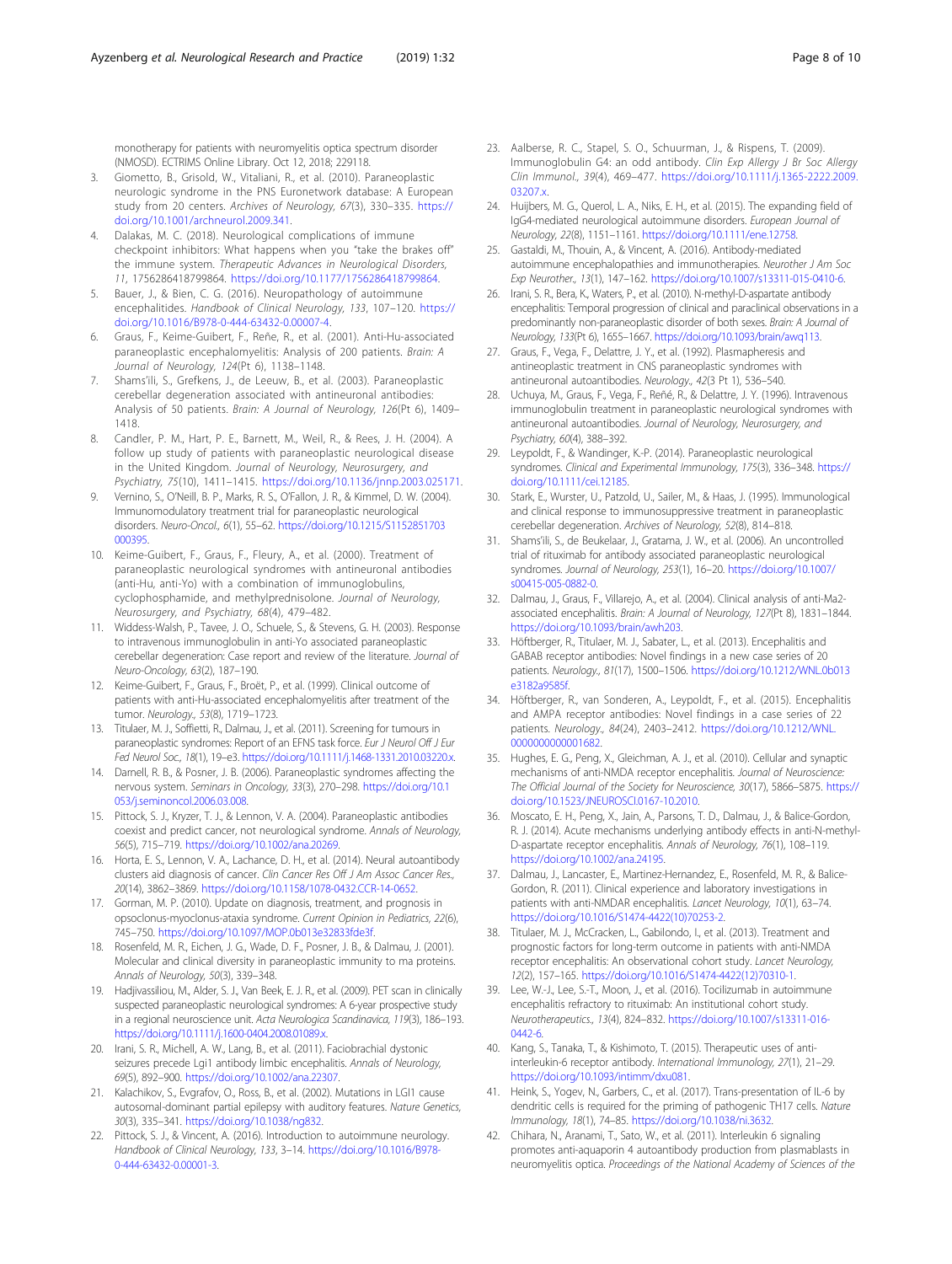monotherapy for patients with neuromyelitis optica spectrum disorder (NMOSD). ECTRIMS Online Library. Oct 12, 2018; 229118.

3. Giometto, B., Grisold, W., Vitaliani, R., et al. (2010). Paraneoplastic neurologic syndrome in the PNS Euronetwork database: A European study from 20 centers. *Archives of Neurology, 67*(3), 330–335. https://doi.org/10.1001/archneurol.2009.341.
4. Dalakas, M. C. (2018). Neurological complications of immune checkpoint inhibitors: What happens when you "take the brakes off" the immune system. *Therapeutic Advances in Neurological Disorders, 11*, 1756286418799864. https://doi.org/10.1177/1756286418799864.
5. Bauer, J., & Bien, C. G. (2016). Neuropathology of autoimmune encephalitides. *Handbook of Clinical Neurology, 133*, 107–120. https://doi.org/10.1016/B978-0-444-63432-0.00007-4.
6. Graus, F., Keime-Guibert, F., Reñe, R., et al. (2001). Anti-Hu-associated paraneoplastic encephalomyelitis: Analysis of 200 patients. *Brain: A Journal of Neurology, 124*(Pt 6), 1138–1148.
7. Shams'ili, S., Grefkens, J., de Leeuw, B., et al. (2003). Paraneoplastic cerebellar degeneration associated with antineuronal antibodies: Analysis of 50 patients. *Brain: A Journal of Neurology, 126*(Pt 6), 1409–1418.
8. Candler, P. M., Hart, P. E., Barnett, M., Weil, R., & Rees, J. H. (2004). A follow up study of patients with paraneoplastic neurological disease in the United Kingdom. *Journal of Neurology, Neurosurgery, and Psychiatry, 75*(10), 1411–1415. https://doi.org/10.1136/jnnp.2003.025171.
9. Vernino, S., O'Neill, B. P., Marks, R. S., O'Fallon, J. R., & Kimmel, D. W. (2004). Immunomodulatory treatment trial for paraneoplastic neurological disorders. *Neuro-Oncol., 6*(1), 55–62. https://doi.org/10.1215/S1152851703000395.
10. Keime-Guibert, F., Graus, F., Fleury, A., et al. (2000). Treatment of paraneoplastic neurological syndromes with antineuronal antibodies (anti-Hu, anti-Yo) with a combination of immunoglobulins, cyclophosphamide, and methylprednisolone. *Journal of Neurology, Neurosurgery, and Psychiatry, 68*(4), 479–482.
11. Widdess-Walsh, P., Tavee, J. O., Schuele, S., & Stevens, G. H. (2003). Response to intravenous immunoglobulin in anti-Yo associated paraneoplastic cerebellar degeneration: Case report and review of the literature. *Journal of Neuro-Oncology, 63*(2), 187–190.
12. Keime-Guibert, F., Graus, F., Broët, P., et al. (1999). Clinical outcome of patients with anti-Hu-associated encephalomyelitis after treatment of the tumor. *Neurology, 53*(8), 1719–1723.
13. Titulaer, M. J., Soffietti, R., Dalmau, J., et al. (2011). Screening for tumours in paraneoplastic syndromes: Report of an EFNS task force. *Eur J Neurol Off J Eur Fed Neurol Soc., 18*(1), 19–e3. https://doi.org/10.1111/j.1468-1331.2010.03220.x.
14. Darnell, R. B., & Posner, J. B. (2006). Paraneoplastic syndromes affecting the nervous system. *Seminars in Oncology, 33*(3), 270–298. https://doi.org/10.1053/j.seminoncol.2006.03.008.
15. Pittock, S. J., Kryzer, T. J., & Lennon, V. A. (2004). Paraneoplastic antibodies coexist and predict cancer, not neurological syndrome. *Annals of Neurology, 56*(5), 715–719. https://doi.org/10.1002/ana.20269.
16. Horta, E. S., Lennon, V. A., Lachance, D. H., et al. (2014). Neural autoantibody clusters aid diagnosis of cancer. *Clin Cancer Res Off J Am Assoc Cancer Res., 20*(14), 3862–3869. https://doi.org/10.1158/1078-0432.CCR-14-0652.
17. Gorman, M. P. (2010). Update on diagnosis, treatment, and prognosis in opsoclonus-myoclonus-ataxia syndrome. *Current Opinion in Pediatrics, 22*(6), 745–750. https://doi.org/10.1097/MOP.0b013e32833fde3f.
18. Rosenfeld, M. R., Eichen, J. G., Wade, D. F., Posner, J. B., & Dalmau, J. (2001). Molecular and clinical diversity in paraneoplastic immunity to ma proteins. *Annals of Neurology, 50*(3), 339–348.
19. Hadjivassiliou, M., Alder, S. J., Van Beek, E. J. R., et al. (2009). PET scan in clinically suspected paraneoplastic neurological syndromes: A 6-year prospective study in a regional neuroscience unit. *Acta Neurologica Scandinavica, 119*(3), 186–193. https://doi.org/10.1111/j.1600-0404.2008.01089.x.
20. Irani, S. R., Michell, A. W., Lang, B., et al. (2011). Faciobrachial dystonic seizures precede Lgi1 antibody limbic encephalitis. *Annals of Neurology, 69*(5), 892–900. https://doi.org/10.1002/ana.22307.
21. Kalachikov, S., Evgrafov, O., Ross, B., et al. (2002). Mutations in LGI1 cause autosomal-dominant partial epilepsy with auditory features. *Nature Genetics, 30*(3), 335–341. https://doi.org/10.1038/ng832.
22. Pittock, S. J., & Vincent, A. (2016). Introduction to autoimmune neurology. *Handbook of Clinical Neurology, 133*, 3–14. https://doi.org/10.1016/B978-0-444-63432-0.00001-3.
23. Aalberse, R. C., Stapel, S. O., Schuurman, J., & Rispens, T. (2009). Immunoglobulin G4: an odd antibody. *Clin Exp Allergy J Br Soc Allergy Clin Immunol., 39*(4), 469–477. https://doi.org/10.1111/j.1365-2222.2009.03207.x.
24. Huijbers, M. G., Querol, L. A., Niks, E. H., et al. (2015). The expanding field of IgG4-mediated neurological autoimmune disorders. *European Journal of Neurology, 22*(8), 1151–1161. https://doi.org/10.1111/ene.12758.
25. Gastaldi, M., Thouin, A., & Vincent, A. (2016). Antibody-mediated autoimmune encephalopathies and immunotherapies. *Neurother J Am Soc Exp Neurother., 13*(1), 147–162. https://doi.org/10.1007/s13311-015-0410-6.
26. Irani, S. R., Bera, K., Waters, P., et al. (2010). N-methyl-D-aspartate antibody encephalitis: Temporal progression of clinical and paraclinical observations in a predominantly non-paraneoplastic disorder of both sexes. *Brain: A Journal of Neurology, 133*(Pt 6), 1655–1667. https://doi.org/10.1093/brain/awq113.
27. Graus, F., Vega, F., Delattre, J. Y., et al. (1992). Plasmapheresis and antineoplastic treatment in CNS paraneoplastic syndromes with antineuronal autoantibodies. *Neurology., 42*(3 Pt 1), 536–540.
28. Uchuya, M., Graus, F., Vega, F., Reñé, R., & Delattre, J. Y. (1996). Intravenous immunoglobulin treatment in paraneoplastic neurological syndromes with antineuronal autoantibodies. *Journal of Neurology, Neurosurgery, and Psychiatry, 60*(4), 388–392.
29. Leypoldt, F., & Wandinger, K.-P. (2014). Paraneoplastic neurological syndromes. *Clinical and Experimental Immunology, 175*(3), 336–348. https://doi.org/10.1111/cei.12185.
30. Stark, E., Wurster, U., Patzold, U., Sailer, M., & Haas, J. (1995). Immunological and clinical response to immunosuppressive treatment in paraneoplastic cerebellar degeneration. *Archives of Neurology, 52*(8), 814–818.
31. Shams'ili, S., de Beukelaar, J., Gratama, J. W., et al. (2006). An uncontrolled trial of rituximab for antibody associated paraneoplastic neurological syndromes. *Journal of Neurology, 253*(1), 16–20. https://doi.org/10.1007/s00415-005-0882-0.
32. Dalmau, J., Graus, F., Villarejo, A., et al. (2004). Clinical analysis of anti-Ma2-associated encephalitis. *Brain: A Journal of Neurology, 127*(Pt 8), 1831–1844. https://doi.org/10.1093/brain/awh203.
33. Höftberger, R., Titulaer, M. J., Sabater, L., et al. (2013). Encephalitis and GABAB receptor antibodies: Novel findings in a new case series of 20 patients. *Neurology., 81*(17), 1500–1506. https://doi.org/10.1212/WNL.0b013e3182a9585f.
34. Höftberger, R., van Sonderen, A., Leypoldt, F., et al. (2015). Encephalitis and AMPA receptor antibodies: Novel findings in a case series of 22 patients. *Neurology., 84*(24), 2403–2412. https://doi.org/10.1212/WNL.0000000000001682.
35. Hughes, E. G., Peng, X., Gleichman, A. J., et al. (2010). Cellular and synaptic mechanisms of anti-NMDA receptor encephalitis. *Journal of Neuroscience: The Official Journal of the Society for Neuroscience, 30*(17), 5866–5875. https://doi.org/10.1523/JNEUROSCI.0167-10.2010.
36. Moscato, E. H., Peng, X., Jain, A., Parsons, T. D., Dalmau, J., & Balice-Gordon, R. J. (2014). Acute mechanisms underlying antibody effects in anti-N-methyl-D-aspartate receptor encephalitis. *Annals of Neurology, 76*(1), 108–119. https://doi.org/10.1002/ana.24195.
37. Dalmau, J., Lancaster, E., Martinez-Hernandez, E., Rosenfeld, M. R., & Balice-Gordon, R. (2011). Clinical experience and laboratory investigations in patients with anti-NMDAR encephalitis. *Lancet Neurology, 10*(1), 63–74. https://doi.org/10.1016/S1474-4422(10)70253-2.
38. Titulaer, M. J., McCracken, L., Gabilondo, I., et al. (2013). Treatment and prognostic factors for long-term outcome in patients with anti-NMDA receptor encephalitis: An observational cohort study. *Lancet Neurology, 12*(2), 157–165. https://doi.org/10.1016/S1474-4422(12)70310-1.
39. Lee, W.-J., Lee, S.-T., Moon, J., et al. (2016). Tocilizumab in autoimmune encephalitis refractory to rituximab: An institutional cohort study. *Neurotherapeutics., 13*(4), 824–832. https://doi.org/10.1007/s13311-016-0442-6.
40. Kang, S., Tanaka, T., & Kishimoto, T. (2015). Therapeutic uses of anti-interleukin-6 receptor antibody. *International Immunology, 27*(1), 21–29. https://doi.org/10.1093/intimm/dxu081.
41. Heink, S., Yogev, N., Garbers, C., et al. (2017). Trans-presentation of IL-6 by dendritic cells is required for the priming of pathogenic TH17 cells. *Nature Immunology, 18*(1), 74–85. https://doi.org/10.1038/ni.3632.
42. Chihara, N., Aranami, T., Sato, W., et al. (2011). Interleukin 6 signaling promotes anti-aquaporin 4 autoantibody production from plasmablasts in neuromyelitis optica. *Proceedings of the National Academy of Sciences of the*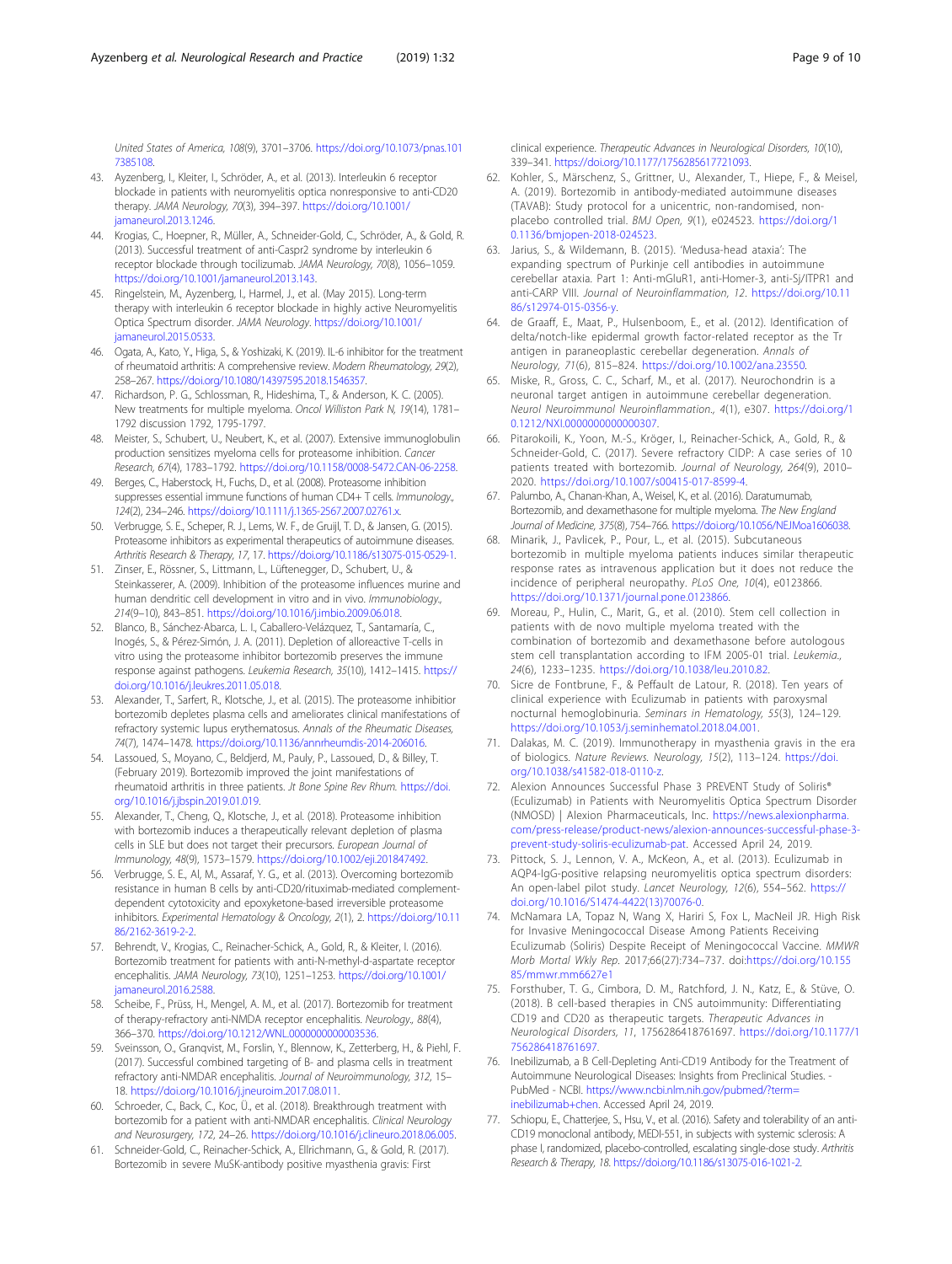United States of America, 108(9), 3701–3706. https://doi.org/10.1073/pnas.1017385108.

43. Ayzenberg, I., Kleiter, I., Schröder, A., et al. (2013). Interleukin 6 receptor blockade in patients with neuromyelitis optica nonresponsive to anti-CD20 therapy. *JAMA Neurology, 70*(3), 394–397. https://doi.org/10.1001/jamaneurol.2013.1246.
44. Krogias, C., Hoepner, R., Müller, A., Schneider-Gold, C., Schröder, A., & Gold, R. (2013). Successful treatment of anti-Caspr2 syndrome by interleukin 6 receptor blockade through tocilizumab. *JAMA Neurology, 70*(8), 1056–1059. https://doi.org/10.1001/jamaneurol.2013.143.
45. Ringelstein, M., Ayzenberg, I., Harmel, J., et al. (May 2015). Long-term therapy with interleukin 6 receptor blockade in highly active Neuromyelitis Optica Spectrum disorder. *JAMA Neurology*. https://doi.org/10.1001/jamaneurol.2015.0533.
46. Ogata, A., Kato, Y., Higa, S., & Yoshizaki, K. (2019). IL-6 inhibitor for the treatment of rheumatoid arthritis: A comprehensive review. *Modern Rheumatology, 29*(2), 258–267. https://doi.org/10.1080/14397595.2018.1546357.
47. Richardson, P. G., Schlossman, R., Hideshima, T., & Anderson, K. C. (2005). New treatments for multiple myeloma. *Oncol Williston Park N, 19*(14), 1781–1792 discussion 1792, 1795-1797.
48. Meister, S., Schubert, U., Neubert, K., et al. (2007). Extensive immunoglobulin production sensitizes myeloma cells for proteasome inhibition. *Cancer Research, 67*(4), 1783–1792. https://doi.org/10.1158/0008-5472.CAN-06-2258.
49. Berges, C., Haberstock, H., Fuchs, D., et al. (2008). Proteasome inhibition suppresses essential immune functions of human CD4+ T cells. *Immunology., 124*(2), 234–246. https://doi.org/10.1111/j.1365-2567.2007.02761.x.
50. Verbrugge, S. E., Scheper, R. J., Lems, W. F., de Gruijl, T. D., & Jansen, G. (2015). Proteasome inhibitors as experimental therapeutics of autoimmune diseases. *Arthritis Research & Therapy, 17*, 17. https://doi.org/10.1186/s13075-015-0529-1.
51. Zinser, E., Rössner, S., Littmann, L., Lüftenegger, D., Schubert, U., & Steinkasserer, A. (2009). Inhibition of the proteasome influences murine and human dendritic cell development in vitro and in vivo. *Immunobiology., 214*(9–10), 843–851. https://doi.org/10.1016/j.imbio.2009.06.018.
52. Blanco, B., Sánchez-Abarca, L. I., Caballero-Velázquez, T., Santamaría, C., Inogés, S., & Pérez-Simón, J. A. (2011). Depletion of alloreactive T-cells in vitro using the proteasome inhibitor bortezomib preserves the immune response against pathogens. *Leukemia Research, 35*(10), 1412–1415. https://doi.org/10.1016/j.leukres.2011.05.018.
53. Alexander, T., Sarfert, R., Klotsche, J., et al. (2015). The proteasome inhibitior bortezomib depletes plasma cells and ameliorates clinical manifestations of refractory systemic lupus erythematosus. *Annals of the Rheumatic Diseases, 74*(7), 1474–1478. https://doi.org/10.1136/annrheumdis-2014-206016.
54. Lassoued, S., Moyano, C., Beldjerd, M., Pauly, P., Lassoued, D., & Billey, T. (February 2019). Bortezomib improved the joint manifestations of rheumatoid arthritis in three patients. *Jt Bone Spine Rev Rhum*. https://doi.org/10.1016/j.jbspin.2019.01.019.
55. Alexander, T., Cheng, Q., Klotsche, J., et al. (2018). Proteasome inhibition with bortezomib induces a therapeutically relevant depletion of plasma cells in SLE but does not target their precursors. *European Journal of Immunology, 48*(9), 1573–1579. https://doi.org/10.1002/eji.201847492.
56. Verbrugge, S. E., Al, M., Assaraf, Y. G., et al. (2013). Overcoming bortezomib resistance in human B cells by anti-CD20/rituximab-mediated complement-dependent cytotoxicity and epoxyketone-based irreversible proteasome inhibitors. *Experimental Hematology & Oncology, 2*(1), 2. https://doi.org/10.1186/2162-3619-2-2.
57. Behrendt, V., Krogias, C., Reinacher-Schick, A., Gold, R., & Kleiter, I. (2016). Bortezomib treatment for patients with anti-N-methyl-d-aspartate receptor encephalitis. *JAMA Neurology, 73*(10), 1251–1253. https://doi.org/10.1001/jamaneurol.2016.2588.
58. Scheibe, F., Prüss, H., Mengel, A. M., et al. (2017). Bortezomib for treatment of therapy-refractory anti-NMDA receptor encephalitis. *Neurology., 88*(4), 366–370. https://doi.org/10.1212/WNL.0000000000003536.
59. Sveinsson, O., Granqvist, M., Forslin, Y., Blennow, K., Zetterberg, H., & Piehl, F. (2017). Successful combined targeting of B- and plasma cells in treatment refractory anti-NMDAR encephalitis. *Journal of Neuroimmunology, 312*, 15–18. https://doi.org/10.1016/j.jneuroim.2017.08.011.
60. Schroeder, C., Back, C., Koc, Ü., et al. (2018). Breakthrough treatment with bortezomib for a patient with anti-NMDAR encephalitis. *Clinical Neurology and Neurosurgery, 172*, 24–26. https://doi.org/10.1016/j.clineuro.2018.06.005.
61. Schneider-Gold, C., Reinacher-Schick, A., Ellrichmann, G., & Gold, R. (2017). Bortezomib in severe MuSK-antibody positive myasthenia gravis: First clinical experience. *Therapeutic Advances in Neurological Disorders, 10*(10), 339–341. https://doi.org/10.1177/1756285617721093.
62. Kohler, S., Märschenz, S., Grittner, U., Alexander, T., Hiepe, F., & Meisel, A. (2019). Bortezomib in antibody-mediated autoimmune diseases (TAVAB): Study protocol for a unicentric, non-randomised, non-placebo controlled trial. *BMJ Open, 9*(1), e024523. https://doi.org/10.1136/bmjopen-2018-024523.
63. Jarius, S., & Wildemann, B. (2015). 'Medusa-head ataxia': The expanding spectrum of Purkinje cell antibodies in autoimmune cerebellar ataxia. Part 1: Anti-mGluR1, anti-Homer-3, anti-Sj/ITPR1 and anti-CARP VIII. *Journal of Neuroinflammation, 12*. https://doi.org/10.1186/s12974-015-0356-y.
64. de Graaff, E., Maat, P., Hulsenboom, E., et al. (2012). Identification of delta/notch-like epidermal growth factor-related receptor as the Tr antigen in paraneoplastic cerebellar degeneration. *Annals of Neurology, 71*(6), 815–824. https://doi.org/10.1002/ana.23550.
65. Miske, R., Gross, C. C., Scharf, M., et al. (2017). Neurochondrin is a neuronal target antigen in autoimmune cerebellar degeneration. *Neurol Neuroimmunol Neuroinflammation., 4*(1), e307. https://doi.org/10.1212/NXI.0000000000000307.
66. Pitarokoili, K., Yoon, M.-S., Kröger, I., Reinacher-Schick, A., Gold, R., & Schneider-Gold, C. (2017). Severe refractory CIDP: A case series of 10 patients treated with bortezomib. *Journal of Neurology, 264*(9), 2010–2020. https://doi.org/10.1007/s00415-017-8599-4.
67. Palumbo, A., Chanan-Khan, A., Weisel, K., et al. (2016). Daratumumab, Bortezomib, and dexamethasone for multiple myeloma. *The New England Journal of Medicine, 375*(8), 754–766. https://doi.org/10.1056/NEJMoa1606038.
68. Minarik, J., Pavlicek, P., Pour, L., et al. (2015). Subcutaneous bortezomib in multiple myeloma patients induces similar therapeutic response rates as intravenous application but it does not reduce the incidence of peripheral neuropathy. *PLoS One, 10*(4), e0123866. https://doi.org/10.1371/journal.pone.0123866.
69. Moreau, P., Hulin, C., Marit, G., et al. (2010). Stem cell collection in patients with de novo multiple myeloma treated with the combination of bortezomib and dexamethasone before autologous stem cell transplantation according to IFM 2005-01 trial. *Leukemia., 24*(6), 1233–1235. https://doi.org/10.1038/leu.2010.82.
70. Sicre de Fontbrune, F., & Peffault de Latour, R. (2018). Ten years of clinical experience with Eculizumab in patients with paroxysmal nocturnal hemoglobinuria. *Seminars in Hematology, 55*(3), 124–129. https://doi.org/10.1053/j.seminhematol.2018.04.001.
71. Dalakas, M. C. (2019). Immunotherapy in myasthenia gravis in the era of biologics. *Nature Reviews. Neurology, 15*(2), 113–124. https://doi.org/10.1038/s41582-018-0110-z.
72. Alexion Announces Successful Phase 3 PREVENT Study of Soliris® (Eculizumab) in Patients with Neuromyelitis Optica Spectrum Disorder (NMOSD) | Alexion Pharmaceuticals, Inc. https://news.alexionpharma.com/press-release/product-news/alexion-announces-successful-phase-3-prevent-study-soliris-eculizumab-pat. Accessed April 24, 2019.
73. Pittock, S. J., Lennon, V. A., McKeon, A., et al. (2013). Eculizumab in AQP4-IgG-positive relapsing neuromyelitis optica spectrum disorders: An open-label pilot study. *Lancet Neurology, 12*(6), 554–562. https://doi.org/10.1016/S1474-4422(13)70076-0.
74. McNamara LA, Topaz N, Wang X, Hariri S, Fox L, MacNeil JR. High Risk for Invasive Meningococcal Disease Among Patients Receiving Eculizumab (Soliris) Despite Receipt of Meningococcal Vaccine. *MMWR Morb Mortal Wkly Rep*. 2017;66(27):734–737. doi:https://doi.org/10.15585/mmwr.mm6627e1
75. Forsthuber, T. G., Cimbora, D. M., Ratchford, J. N., Katz, E., & Stüve, O. (2018). B cell-based therapies in CNS autoimmunity: Differentiating CD19 and CD20 as therapeutic targets. *Therapeutic Advances in Neurological Disorders, 11*, 1756286418761697. https://doi.org/10.1177/1756286418761697.
76. Inebilizumab, a B Cell-Depleting Anti-CD19 Antibody for the Treatment of Autoimmune Neurological Diseases: Insights from Preclinical Studies. - PubMed - NCBI. https://www.ncbi.nlm.nih.gov/pubmed/?term=inebilizumab+chen. Accessed April 24, 2019.
77. Schiopu, E., Chatterjee, S., Hsu, V., et al. (2016). Safety and tolerability of an anti-CD19 monoclonal antibody, MEDI-551, in subjects with systemic sclerosis: A phase I, randomized, placebo-controlled, escalating single-dose study. *Arthritis Research & Therapy, 18*. https://doi.org/10.1186/s13075-016-1021-2.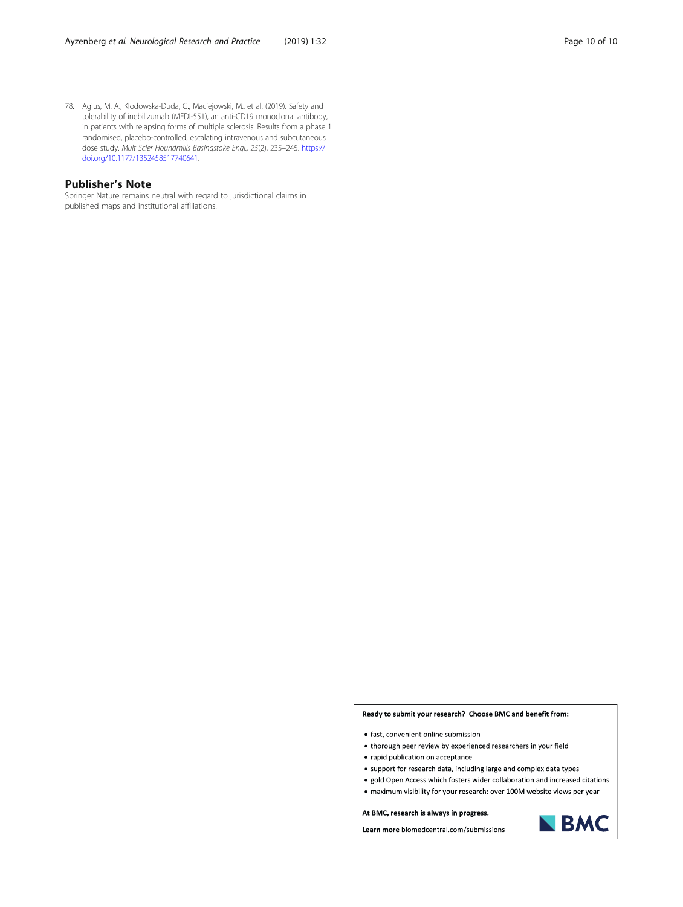78. Agius, M. A., Klodowska-Duda, G., Maciejowski, M., et al. (2019). Safety and tolerability of inebilizumab (MEDI-551), an anti-CD19 monoclonal antibody, in patients with relapsing forms of multiple sclerosis: Results from a phase 1 randomised, placebo-controlled, escalating intravenous and subcutaneous dose study. *Mult Scler Houndmills Basingstoke Engl., 25*(2), 235–245. https://doi.org/10.1177/1352458517740641.

## Publisher's Note

Springer Nature remains neutral with regard to jurisdictional claims in published maps and institutional affiliations.

**Ready to submit your research? Choose BMC and benefit from:**

- fast, convenient online submission
- thorough peer review by experienced researchers in your field
- rapid publication on acceptance
- support for research data, including large and complex data types
- gold Open Access which fosters wider collaboration and increased citations
- maximum visibility for your research: over 100M website views per year

**At BMC, research is always in progress.**

**Learn more** biomedcentral.com/submissions

BMC